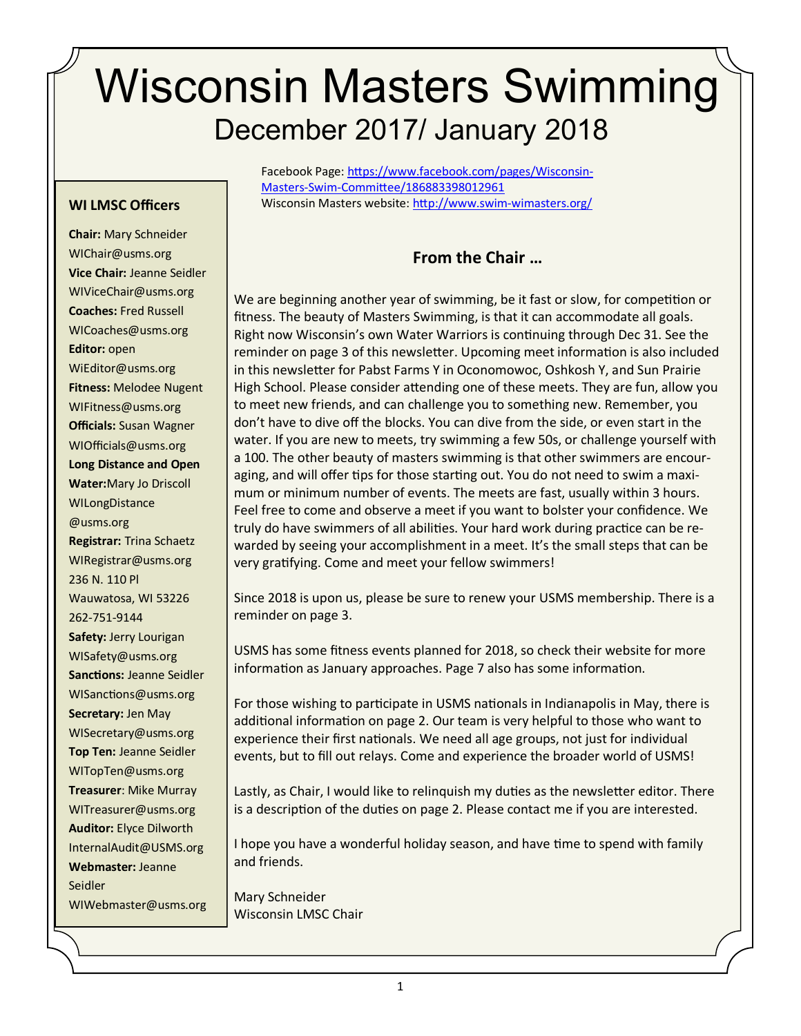# Wisconsin Masters Swimming

## December 2017/ January 2018

Facebook Page: https://www.facebook.com/pages/Wisconsin-Masters-Swim-Committee/186883398012961
Wisconsin Masters website: http://www.swim-wimasters.org/

### WI LMSC Officers

**Chair:** Mary Schneider
WIChair@usms.org
**Vice Chair:** Jeanne Seidler
WIViceChair@usms.org
**Coaches:** Fred Russell
WICoaches@usms.org
**Editor:** open
WiEditor@usms.org
**Fitness:** Melodee Nugent
WIFitness@usms.org
**Officials:** Susan Wagner
WIOfficials@usms.org
**Long Distance and Open Water:** Mary Jo Driscoll
WILongDistance@usms.org
**Registrar:** Trina Schaetz
WIRegistrar@usms.org
236 N. 110 Pl
Wauwatosa, WI 53226
262-751-9144
**Safety:** Jerry Lourigan
WISafety@usms.org
**Sanctions:** Jeanne Seidler
WISanctions@usms.org
**Secretary:** Jen May
WISecretary@usms.org
**Top Ten:** Jeanne Seidler
WITopTen@usms.org
**Treasurer**: Mike Murray
WITreasurer@usms.org
**Auditor:** Elyce Dilworth
InternalAudit@USMS.org
**Webmaster:** Jeanne Seidler
WIWebmaster@usms.org

### From the Chair …

We are beginning another year of swimming, be it fast or slow, for competition or fitness. The beauty of Masters Swimming, is that it can accommodate all goals. Right now Wisconsin's own Water Warriors is continuing through Dec 31. See the reminder on page 3 of this newsletter. Upcoming meet information is also included in this newsletter for Pabst Farms Y in Oconomowoc, Oshkosh Y, and Sun Prairie High School. Please consider attending one of these meets. They are fun, allow you to meet new friends, and can challenge you to something new. Remember, you don't have to dive off the blocks. You can dive from the side, or even start in the water. If you are new to meets, try swimming a few 50s, or challenge yourself with a 100. The other beauty of masters swimming is that other swimmers are encouraging, and will offer tips for those starting out. You do not need to swim a maximum or minimum number of events. The meets are fast, usually within 3 hours. Feel free to come and observe a meet if you want to bolster your confidence. We truly do have swimmers of all abilities. Your hard work during practice can be rewarded by seeing your accomplishment in a meet. It's the small steps that can be very gratifying. Come and meet your fellow swimmers!

Since 2018 is upon us, please be sure to renew your USMS membership. There is a reminder on page 3.

USMS has some fitness events planned for 2018, so check their website for more information as January approaches. Page 7 also has some information.

For those wishing to participate in USMS nationals in Indianapolis in May, there is additional information on page 2. Our team is very helpful to those who want to experience their first nationals. We need all age groups, not just for individual events, but to fill out relays. Come and experience the broader world of USMS!

Lastly, as Chair, I would like to relinquish my duties as the newsletter editor. There is a description of the duties on page 2. Please contact me if you are interested.

I hope you have a wonderful holiday season, and have time to spend with family and friends.

Mary Schneider
Wisconsin LMSC Chair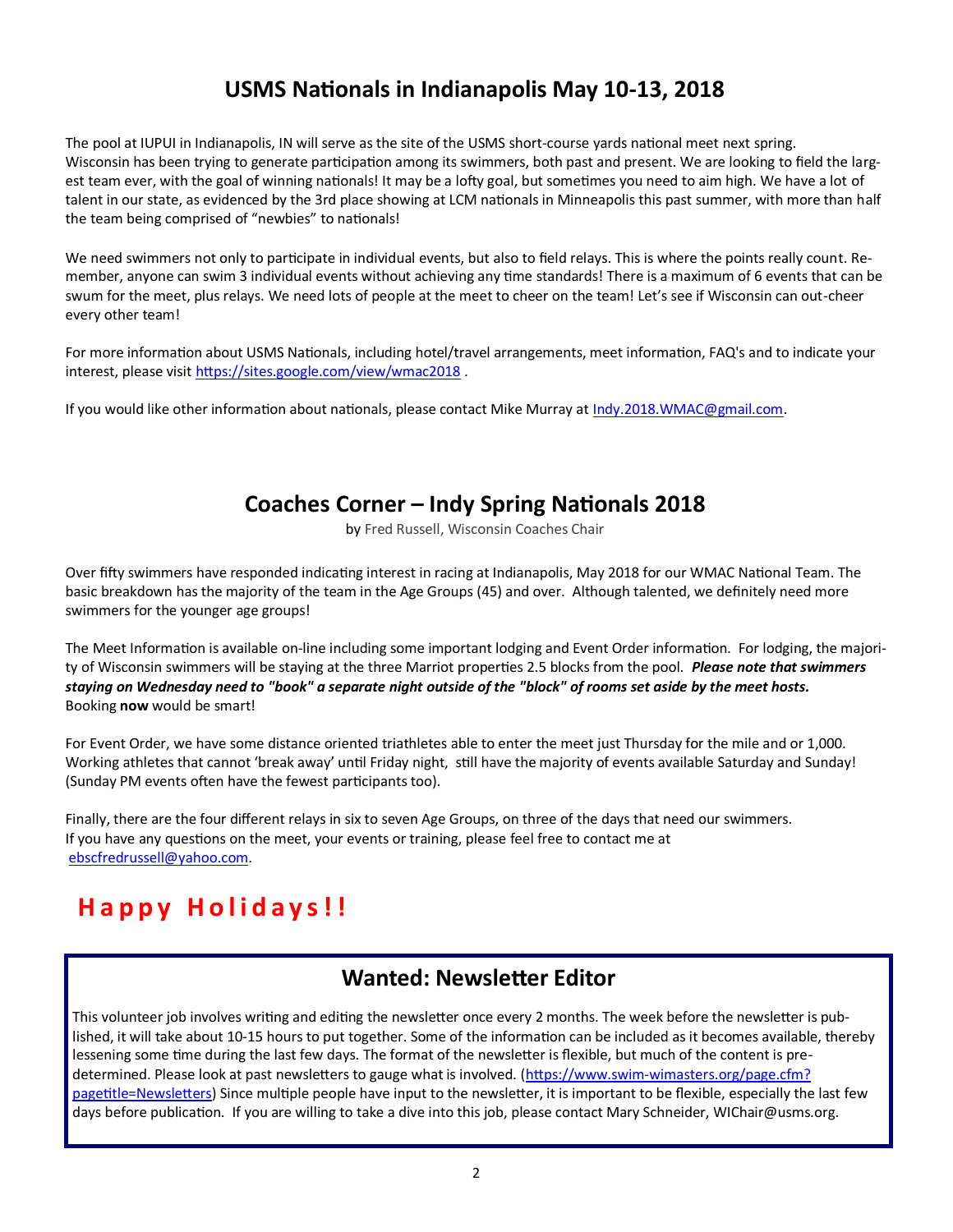## USMS Nationals in Indianapolis May 10-13, 2018

The pool at IUPUI in Indianapolis, IN will serve as the site of the USMS short-course yards national meet next spring. Wisconsin has been trying to generate participation among its swimmers, both past and present. We are looking to field the largest team ever, with the goal of winning nationals! It may be a lofty goal, but sometimes you need to aim high. We have a lot of talent in our state, as evidenced by the 3rd place showing at LCM nationals in Minneapolis this past summer, with more than half the team being comprised of "newbies" to nationals!

We need swimmers not only to participate in individual events, but also to field relays. This is where the points really count. Remember, anyone can swim 3 individual events without achieving any time standards! There is a maximum of 6 events that can be swum for the meet, plus relays. We need lots of people at the meet to cheer on the team! Let's see if Wisconsin can out-cheer every other team!

For more information about USMS Nationals, including hotel/travel arrangements, meet information, FAQ's and to indicate your interest, please visit [https://sites.google.com/view/wmac2018](https://sites.google.com/view/wmac2018) .

If you would like other information about nationals, please contact Mike Murray at [Indy.2018.WMAC@gmail.com](mailto:Indy.2018.WMAC@gmail.com).

## Coaches Corner – Indy Spring Nationals 2018

by Fred Russell, Wisconsin Coaches Chair

Over fifty swimmers have responded indicating interest in racing at Indianapolis, May 2018 for our WMAC National Team. The basic breakdown has the majority of the team in the Age Groups (45) and over. Although talented, we definitely need more swimmers for the younger age groups!

The Meet Information is available on-line including some important lodging and Event Order information. For lodging, the majority of Wisconsin swimmers will be staying at the three Marriot properties 2.5 blocks from the pool. ***Please note that swimmers staying on Wednesday need to "book" a separate night outside of the "block" of rooms set aside by the meet hosts.*** Booking **now** would be smart!

For Event Order, we have some distance oriented triathletes able to enter the meet just Thursday for the mile and or 1,000. Working athletes that cannot 'break away' until Friday night, still have the majority of events available Saturday and Sunday! (Sunday PM events often have the fewest participants too).

Finally, there are the four different relays in six to seven Age Groups, on three of the days that need our swimmers. If you have any questions on the meet, your events or training, please feel free to contact me at [ebscfredrussell@yahoo.com](mailto:ebscfredrussell@yahoo.com).

# Happy Holidays!!

## Wanted: Newsletter Editor

This volunteer job involves writing and editing the newsletter once every 2 months. The week before the newsletter is published, it will take about 10-15 hours to put together. Some of the information can be included as it becomes available, thereby lessening some time during the last few days. The format of the newsletter is flexible, but much of the content is predetermined. Please look at past newsletters to gauge what is involved. ([https://www.swim-wimasters.org/page.cfm?pagetitle=Newsletters](https://www.swim-wimasters.org/page.cfm?pagetitle=Newsletters)) Since multiple people have input to the newsletter, it is important to be flexible, especially the last few days before publication. If you are willing to take a dive into this job, please contact Mary Schneider, WIChair@usms.org.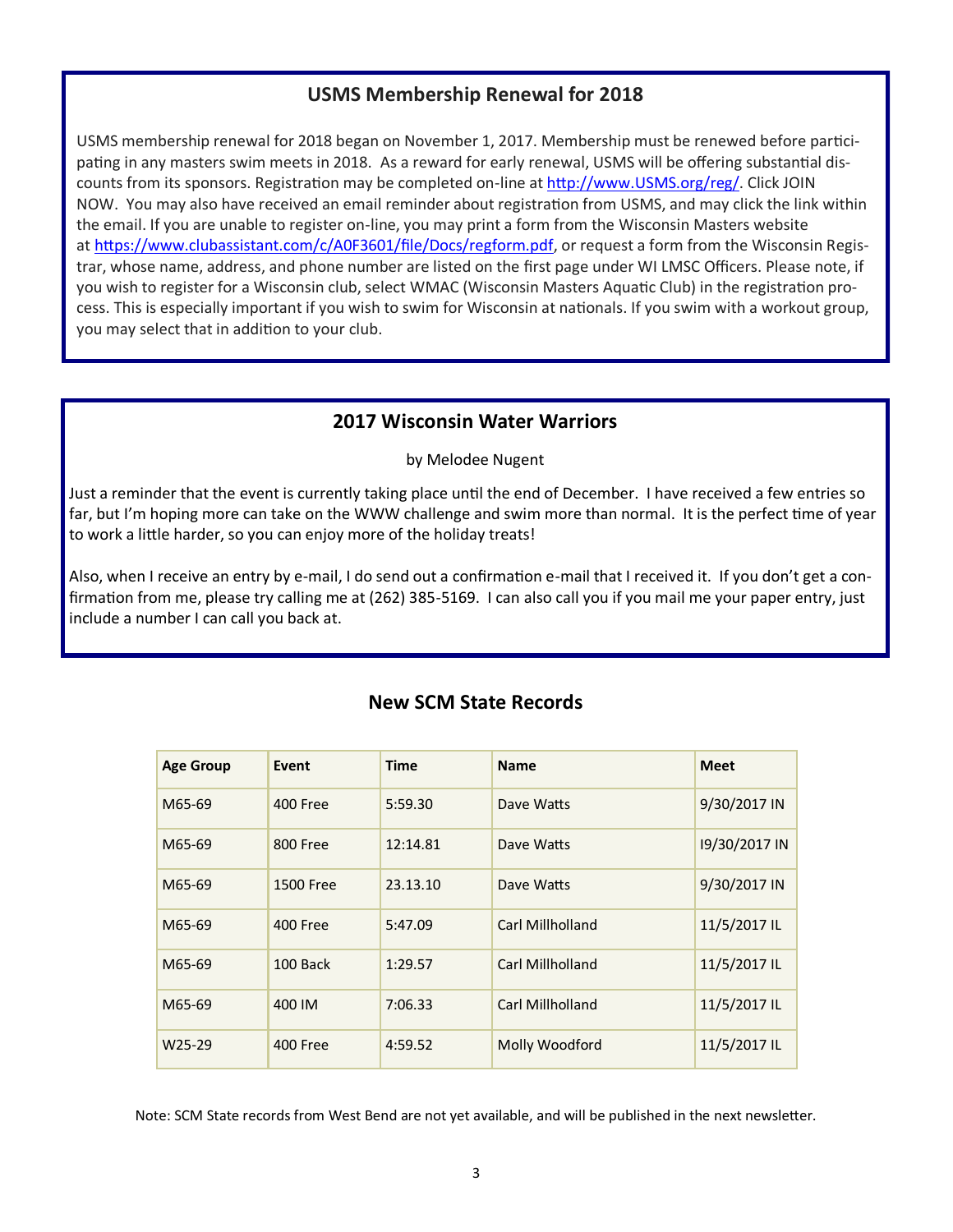## USMS Membership Renewal for 2018

USMS membership renewal for 2018 began on November 1, 2017. Membership must be renewed before participating in any masters swim meets in 2018. As a reward for early renewal, USMS will be offering substantial discounts from its sponsors. Registration may be completed on-line at http://www.USMS.org/reg/. Click JOIN NOW. You may also have received an email reminder about registration from USMS, and may click the link within the email. If you are unable to register on-line, you may print a form from the Wisconsin Masters website at https://www.clubassistant.com/c/A0F3601/file/Docs/regform.pdf, or request a form from the Wisconsin Registrar, whose name, address, and phone number are listed on the first page under WI LMSC Officers. Please note, if you wish to register for a Wisconsin club, select WMAC (Wisconsin Masters Aquatic Club) in the registration process. This is especially important if you wish to swim for Wisconsin at nationals. If you swim with a workout group, you may select that in addition to your club.

## 2017 Wisconsin Water Warriors

by Melodee Nugent

Just a reminder that the event is currently taking place until the end of December. I have received a few entries so far, but I'm hoping more can take on the WWW challenge and swim more than normal. It is the perfect time of year to work a little harder, so you can enjoy more of the holiday treats!

Also, when I receive an entry by e-mail, I do send out a confirmation e-mail that I received it. If you don't get a confirmation from me, please try calling me at (262) 385-5169. I can also call you if you mail me your paper entry, just include a number I can call you back at.

## New SCM State Records

| Age Group | Event | Time | Name | Meet |
|---|---|---|---|---|
| M65-69 | 400 Free | 5:59.30 | Dave Watts | 9/30/2017 IN |
| M65-69 | 800 Free | 12:14.81 | Dave Watts | I9/30/2017 IN |
| M65-69 | 1500 Free | 23.13.10 | Dave Watts | 9/30/2017 IN |
| M65-69 | 400 Free | 5:47.09 | Carl Millholland | 11/5/2017 IL |
| M65-69 | 100 Back | 1:29.57 | Carl Millholland | 11/5/2017 IL |
| M65-69 | 400 IM | 7:06.33 | Carl Millholland | 11/5/2017 IL |
| W25-29 | 400 Free | 4:59.52 | Molly Woodford | 11/5/2017 IL |

Note: SCM State records from West Bend are not yet available, and will be published in the next newsletter.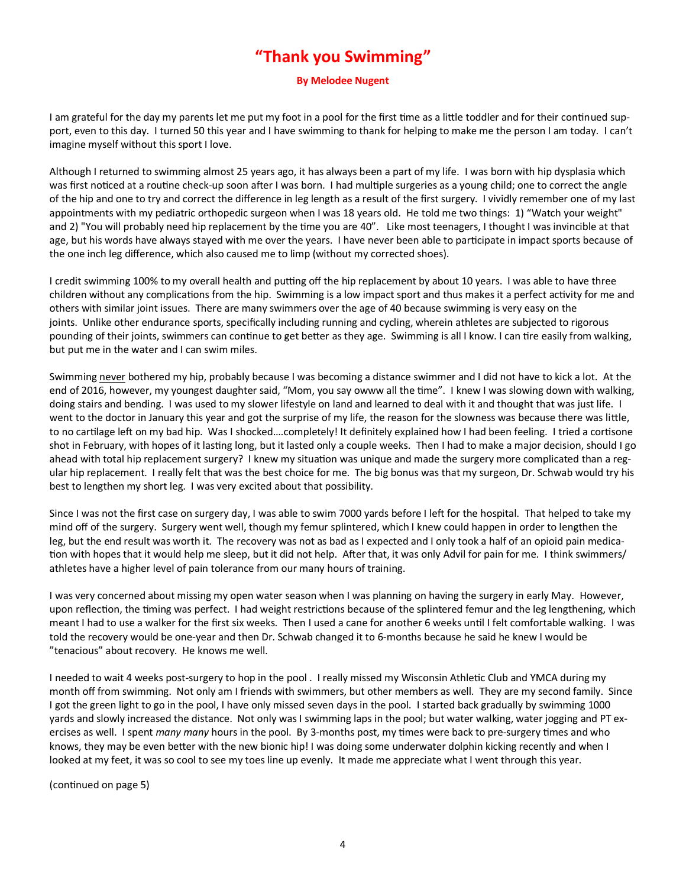# "Thank you Swimming"

**By Melodee Nugent**

I am grateful for the day my parents let me put my foot in a pool for the first time as a little toddler and for their continued support, even to this day. I turned 50 this year and I have swimming to thank for helping to make me the person I am today. I can't imagine myself without this sport I love.

Although I returned to swimming almost 25 years ago, it has always been a part of my life. I was born with hip dysplasia which was first noticed at a routine check-up soon after I was born. I had multiple surgeries as a young child; one to correct the angle of the hip and one to try and correct the difference in leg length as a result of the first surgery. I vividly remember one of my last appointments with my pediatric orthopedic surgeon when I was 18 years old. He told me two things: 1) "Watch your weight" and 2) "You will probably need hip replacement by the time you are 40". Like most teenagers, I thought I was invincible at that age, but his words have always stayed with me over the years. I have never been able to participate in impact sports because of the one inch leg difference, which also caused me to limp (without my corrected shoes).

I credit swimming 100% to my overall health and putting off the hip replacement by about 10 years. I was able to have three children without any complications from the hip. Swimming is a low impact sport and thus makes it a perfect activity for me and others with similar joint issues. There are many swimmers over the age of 40 because swimming is very easy on the joints. Unlike other endurance sports, specifically including running and cycling, wherein athletes are subjected to rigorous pounding of their joints, swimmers can continue to get better as they age. Swimming is all I know. I can tire easily from walking, but put me in the water and I can swim miles.

Swimming <u>never</u> bothered my hip, probably because I was becoming a distance swimmer and I did not have to kick a lot. At the end of 2016, however, my youngest daughter said, "Mom, you say owww all the time". I knew I was slowing down with walking, doing stairs and bending. I was used to my slower lifestyle on land and learned to deal with it and thought that was just life. I went to the doctor in January this year and got the surprise of my life, the reason for the slowness was because there was little, to no cartilage left on my bad hip. Was I shocked….completely! It definitely explained how I had been feeling. I tried a cortisone shot in February, with hopes of it lasting long, but it lasted only a couple weeks. Then I had to make a major decision, should I go ahead with total hip replacement surgery? I knew my situation was unique and made the surgery more complicated than a regular hip replacement. I really felt that was the best choice for me. The big bonus was that my surgeon, Dr. Schwab would try his best to lengthen my short leg. I was very excited about that possibility.

Since I was not the first case on surgery day, I was able to swim 7000 yards before I left for the hospital. That helped to take my mind off of the surgery. Surgery went well, though my femur splintered, which I knew could happen in order to lengthen the leg, but the end result was worth it. The recovery was not as bad as I expected and I only took a half of an opioid pain medication with hopes that it would help me sleep, but it did not help. After that, it was only Advil for pain for me. I think swimmers/athletes have a higher level of pain tolerance from our many hours of training.

I was very concerned about missing my open water season when I was planning on having the surgery in early May. However, upon reflection, the timing was perfect. I had weight restrictions because of the splintered femur and the leg lengthening, which meant I had to use a walker for the first six weeks. Then I used a cane for another 6 weeks until I felt comfortable walking. I was told the recovery would be one-year and then Dr. Schwab changed it to 6-months because he said he knew I would be "tenacious" about recovery. He knows me well.

I needed to wait 4 weeks post-surgery to hop in the pool . I really missed my Wisconsin Athletic Club and YMCA during my month off from swimming. Not only am I friends with swimmers, but other members as well. They are my second family. Since I got the green light to go in the pool, I have only missed seven days in the pool. I started back gradually by swimming 1000 yards and slowly increased the distance. Not only was I swimming laps in the pool; but water walking, water jogging and PT exercises as well. I spent *many many* hours in the pool. By 3-months post, my times were back to pre-surgery times and who knows, they may be even better with the new bionic hip! I was doing some underwater dolphin kicking recently and when I looked at my feet, it was so cool to see my toes line up evenly. It made me appreciate what I went through this year.

(continued on page 5)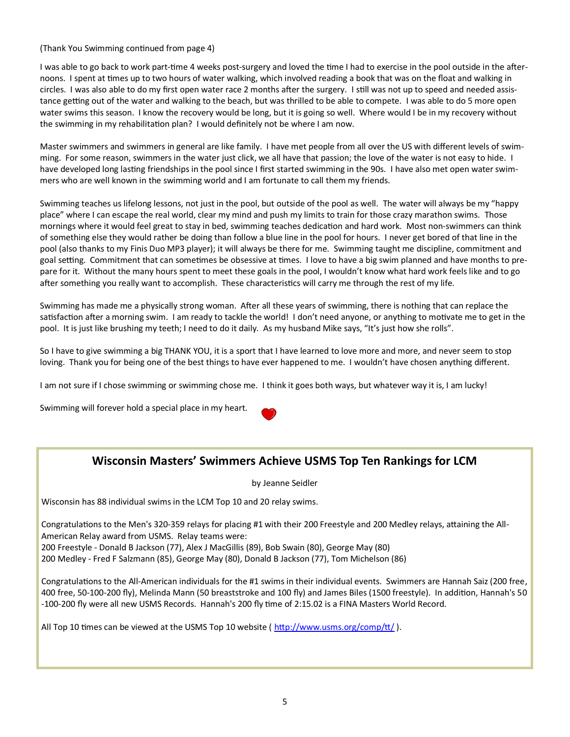(Thank You Swimming continued from page 4)

I was able to go back to work part-time 4 weeks post-surgery and loved the time I had to exercise in the pool outside in the afternoons. I spent at times up to two hours of water walking, which involved reading a book that was on the float and walking in circles. I was also able to do my first open water race 2 months after the surgery. I still was not up to speed and needed assistance getting out of the water and walking to the beach, but was thrilled to be able to compete. I was able to do 5 more open water swims this season. I know the recovery would be long, but it is going so well. Where would I be in my recovery without the swimming in my rehabilitation plan? I would definitely not be where I am now.

Master swimmers and swimmers in general are like family. I have met people from all over the US with different levels of swimming. For some reason, swimmers in the water just click, we all have that passion; the love of the water is not easy to hide. I have developed long lasting friendships in the pool since I first started swimming in the 90s. I have also met open water swimmers who are well known in the swimming world and I am fortunate to call them my friends.

Swimming teaches us lifelong lessons, not just in the pool, but outside of the pool as well. The water will always be my "happy place" where I can escape the real world, clear my mind and push my limits to train for those crazy marathon swims. Those mornings where it would feel great to stay in bed, swimming teaches dedication and hard work. Most non-swimmers can think of something else they would rather be doing than follow a blue line in the pool for hours. I never get bored of that line in the pool (also thanks to my Finis Duo MP3 player); it will always be there for me. Swimming taught me discipline, commitment and goal setting. Commitment that can sometimes be obsessive at times. I love to have a big swim planned and have months to prepare for it. Without the many hours spent to meet these goals in the pool, I wouldn't know what hard work feels like and to go after something you really want to accomplish. These characteristics will carry me through the rest of my life.

Swimming has made me a physically strong woman. After all these years of swimming, there is nothing that can replace the satisfaction after a morning swim. I am ready to tackle the world! I don't need anyone, or anything to motivate me to get in the pool. It is just like brushing my teeth; I need to do it daily. As my husband Mike says, "It's just how she rolls".

So I have to give swimming a big THANK YOU, it is a sport that I have learned to love more and more, and never seem to stop loving. Thank you for being one of the best things to have ever happened to me. I wouldn't have chosen anything different.

I am not sure if I chose swimming or swimming chose me. I think it goes both ways, but whatever way it is, I am lucky!

Swimming will forever hold a special place in my heart. ❤

## Wisconsin Masters' Swimmers Achieve USMS Top Ten Rankings for LCM

by Jeanne Seidler

Wisconsin has 88 individual swims in the LCM Top 10 and 20 relay swims.

Congratulations to the Men's 320-359 relays for placing #1 with their 200 Freestyle and 200 Medley relays, attaining the All-American Relay award from USMS. Relay teams were:
200 Freestyle - Donald B Jackson (77), Alex J MacGillis (89), Bob Swain (80), George May (80)
200 Medley - Fred F Salzmann (85), George May (80), Donald B Jackson (77), Tom Michelson (86)

Congratulations to the All-American individuals for the #1 swims in their individual events. Swimmers are Hannah Saiz (200 free, 400 free, 50-100-200 fly), Melinda Mann (50 breaststroke and 100 fly) and James Biles (1500 freestyle). In addition, Hannah's 50-100-200 fly were all new USMS Records. Hannah's 200 fly time of 2:15.02 is a FINA Masters World Record.

All Top 10 times can be viewed at the USMS Top 10 website ( http://www.usms.org/comp/tt/ ).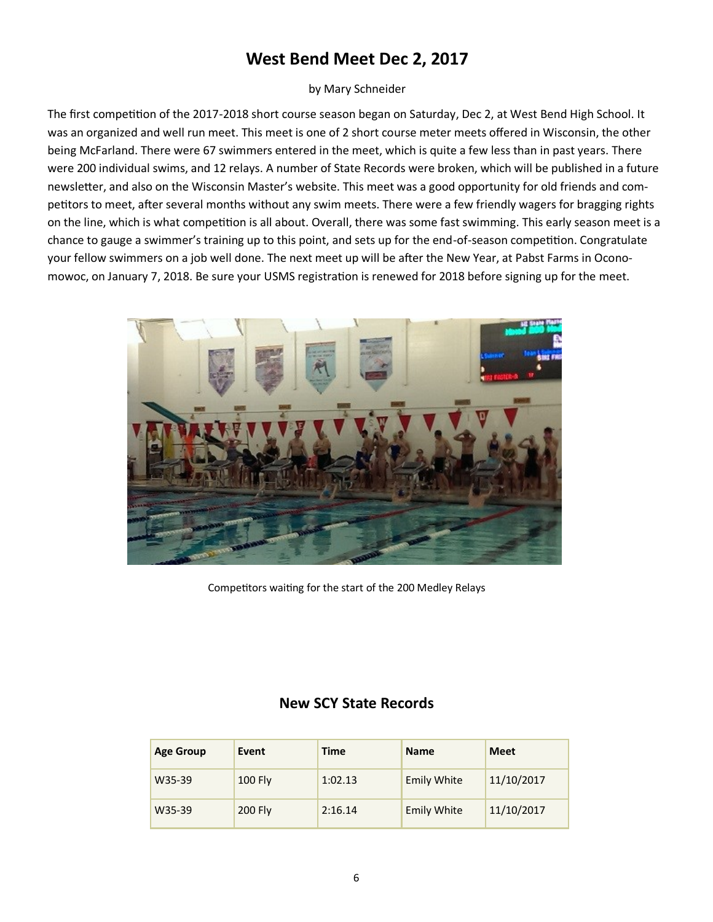# West Bend Meet Dec 2, 2017

by Mary Schneider

The first competition of the 2017-2018 short course season began on Saturday, Dec 2, at West Bend High School. It was an organized and well run meet. This meet is one of 2 short course meter meets offered in Wisconsin, the other being McFarland. There were 67 swimmers entered in the meet, which is quite a few less than in past years. There were 200 individual swims, and 12 relays. A number of State Records were broken, which will be published in a future newsletter, and also on the Wisconsin Master's website. This meet was a good opportunity for old friends and competitors to meet, after several months without any swim meets. There were a few friendly wagers for bragging rights on the line, which is what competition is all about. Overall, there was some fast swimming. This early season meet is a chance to gauge a swimmer's training up to this point, and sets up for the end-of-season competition. Congratulate your fellow swimmers on a job well done. The next meet up will be after the New Year, at Pabst Farms in Oconomowoc, on January 7, 2018. Be sure your USMS registration is renewed for 2018 before signing up for the meet.

Competitors waiting for the start of the 200 Medley Relays

## New SCY State Records

| Age Group | Event | Time | Name | Meet |
|---|---|---|---|---|
| W35-39 | 100 Fly | 1:02.13 | Emily White | 11/10/2017 |
| W35-39 | 200 Fly | 2:16.14 | Emily White | 11/10/2017 |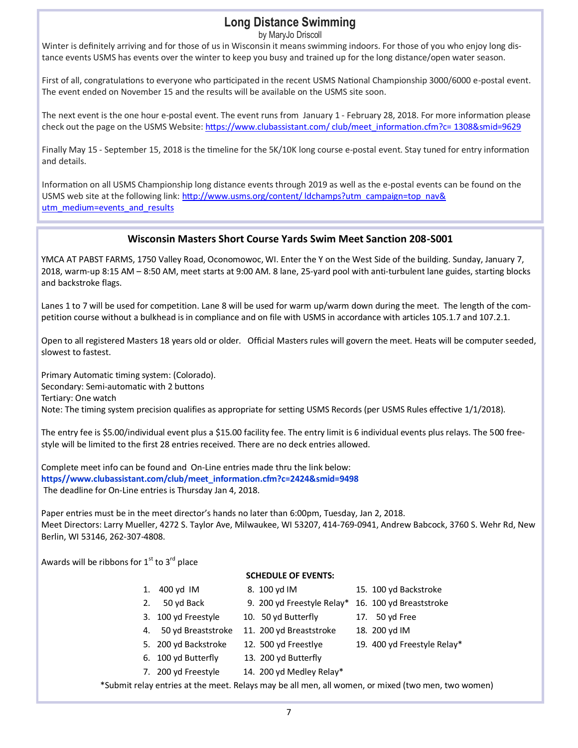## Long Distance Swimming

by MaryJo Driscoll

Winter is definitely arriving and for those of us in Wisconsin it means swimming indoors. For those of you who enjoy long distance events USMS has events over the winter to keep you busy and trained up for the long distance/open water season.

First of all, congratulations to everyone who participated in the recent USMS National Championship 3000/6000 e-postal event. The event ended on November 15 and the results will be available on the USMS site soon.

The next event is the one hour e-postal event. The event runs from January 1 - February 28, 2018. For more information please check out the page on the USMS Website: https://www.clubassistant.com/ club/meet_information.cfm?c= 1308&smid=9629

Finally May 15 - September 15, 2018 is the timeline for the 5K/10K long course e-postal event. Stay tuned for entry information and details.

Information on all USMS Championship long distance events through 2019 as well as the e-postal events can be found on the USMS web site at the following link: http://www.usms.org/content/ ldchamps?utm_campaign=top_nav&utm_medium=events_and_results

## Wisconsin Masters Short Course Yards Swim Meet Sanction 208-S001

YMCA AT PABST FARMS, 1750 Valley Road, Oconomowoc, WI. Enter the Y on the West Side of the building. Sunday, January 7, 2018, warm-up 8:15 AM – 8:50 AM, meet starts at 9:00 AM. 8 lane, 25-yard pool with anti-turbulent lane guides, starting blocks and backstroke flags.

Lanes 1 to 7 will be used for competition. Lane 8 will be used for warm up/warm down during the meet. The length of the competition course without a bulkhead is in compliance and on file with USMS in accordance with articles 105.1.7 and 107.2.1.

Open to all registered Masters 18 years old or older. Official Masters rules will govern the meet. Heats will be computer seeded, slowest to fastest.

Primary Automatic timing system: (Colorado).
Secondary: Semi-automatic with 2 buttons
Tertiary: One watch
Note: The timing system precision qualifies as appropriate for setting USMS Records (per USMS Rules effective 1/1/2018).

The entry fee is $5.00/individual event plus a $15.00 facility fee. The entry limit is 6 individual events plus relays. The 500 freestyle will be limited to the first 28 entries received. There are no deck entries allowed.

Complete meet info can be found and On-Line entries made thru the link below:
**https//www.clubassistant.com/club/meet_information.cfm?c=2424&smid=9498**
The deadline for On-Line entries is Thursday Jan 4, 2018.

Paper entries must be in the meet director's hands no later than 6:00pm, Tuesday, Jan 2, 2018.
Meet Directors: Larry Mueller, 4272 S. Taylor Ave, Milwaukee, WI 53207, 414-769-0941, Andrew Babcock, 3760 S. Wehr Rd, New Berlin, WI 53146, 262-307-4808.

Awards will be ribbons for 1st to 3rd place

**SCHEDULE OF EVENTS:**

1. 400 yd IM
2. 50 yd Back
3. 100 yd Freestyle
4. 50 yd Breaststroke
5. 200 yd Backstroke
6. 100 yd Butterfly
7. 200 yd Freestyle
8. 100 yd IM
9. 200 yd Freestyle Relay*
10. 50 yd Butterfly
11. 200 yd Breaststroke
12. 500 yd Freestlye
13. 200 yd Butterfly
14. 200 yd Medley Relay*
15. 100 yd Backstroke
16. 100 yd Breaststroke
17. 50 yd Free
18. 200 yd IM
19. 400 yd Freestyle Relay*

*Submit relay entries at the meet. Relays may be all men, all women, or mixed (two men, two women)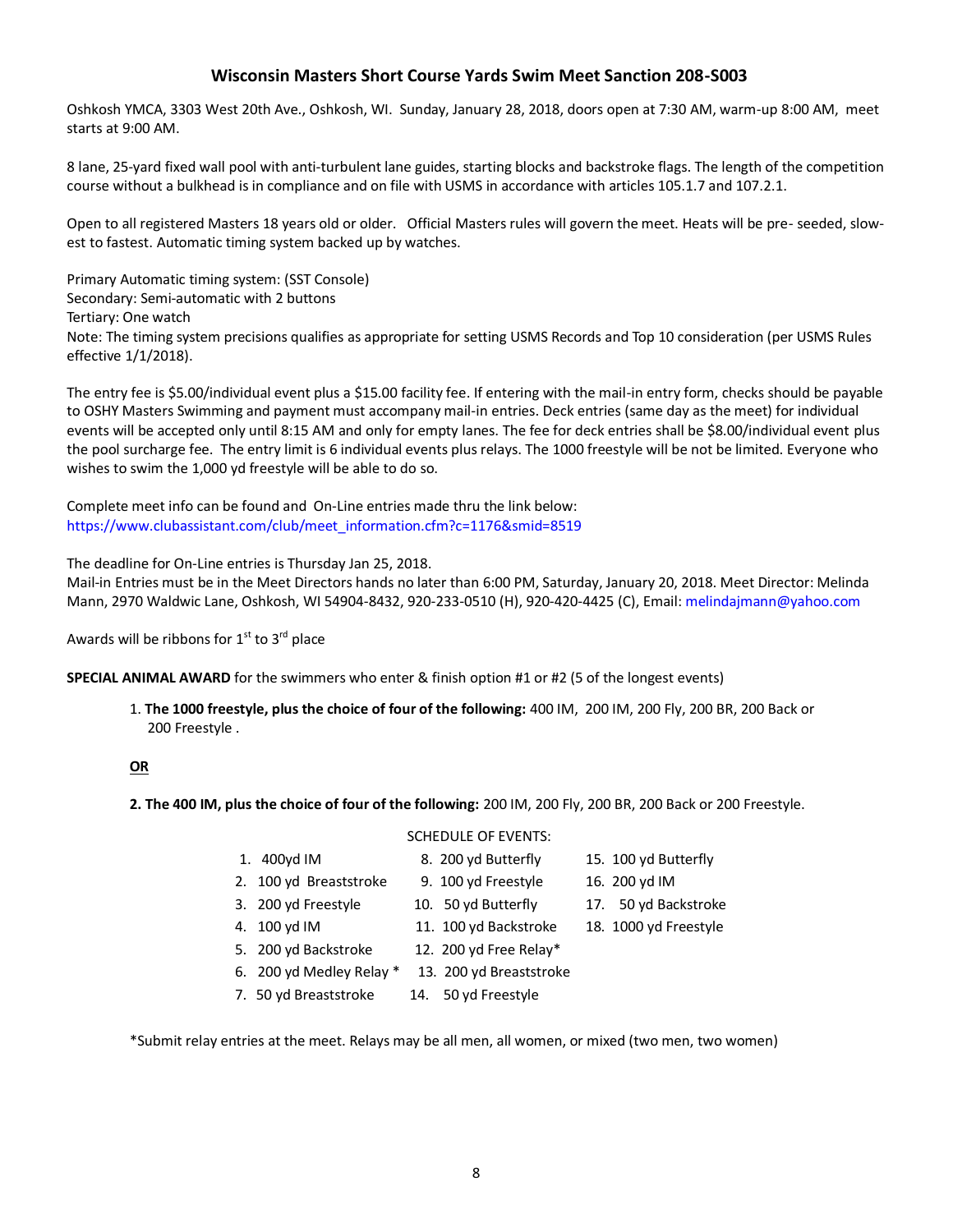## Wisconsin Masters Short Course Yards Swim Meet Sanction 208-S003

Oshkosh YMCA, 3303 West 20th Ave., Oshkosh, WI. Sunday, January 28, 2018, doors open at 7:30 AM, warm-up 8:00 AM, meet starts at 9:00 AM.

8 lane, 25-yard fixed wall pool with anti-turbulent lane guides, starting blocks and backstroke flags. The length of the competition course without a bulkhead is in compliance and on file with USMS in accordance with articles 105.1.7 and 107.2.1.

Open to all registered Masters 18 years old or older. Official Masters rules will govern the meet. Heats will be pre- seeded, slow-est to fastest. Automatic timing system backed up by watches.

Primary Automatic timing system: (SST Console)
Secondary: Semi-automatic with 2 buttons
Tertiary: One watch
Note: The timing system precisions qualifies as appropriate for setting USMS Records and Top 10 consideration (per USMS Rules effective 1/1/2018).

The entry fee is $5.00/individual event plus a $15.00 facility fee. If entering with the mail-in entry form, checks should be payable to OSHY Masters Swimming and payment must accompany mail-in entries. Deck entries (same day as the meet) for individual events will be accepted only until 8:15 AM and only for empty lanes. The fee for deck entries shall be $8.00/individual event plus the pool surcharge fee. The entry limit is 6 individual events plus relays. The 1000 freestyle will be not be limited. Everyone who wishes to swim the 1,000 yd freestyle will be able to do so.

Complete meet info can be found and On-Line entries made thru the link below:
https://www.clubassistant.com/club/meet_information.cfm?c=1176&smid=8519

The deadline for On-Line entries is Thursday Jan 25, 2018.
Mail-in Entries must be in the Meet Directors hands no later than 6:00 PM, Saturday, January 20, 2018. Meet Director: Melinda Mann, 2970 Waldwic Lane, Oshkosh, WI 54904-8432, 920-233-0510 (H), 920-420-4425 (C), Email: melindajmann@yahoo.com

Awards will be ribbons for 1st to 3rd place

**SPECIAL ANIMAL AWARD** for the swimmers who enter & finish option #1 or #2 (5 of the longest events)

1. **The 1000 freestyle, plus the choice of four of the following:** 400 IM, 200 IM, 200 Fly, 200 BR, 200 Back or 200 Freestyle .

**OR**

2. **The 400 IM, plus the choice of four of the following:** 200 IM, 200 Fly, 200 BR, 200 Back or 200 Freestyle.

SCHEDULE OF EVENTS:

1. 400yd IM
2. 100 yd Breaststroke
3. 200 yd Freestyle
4. 100 yd IM
5. 200 yd Backstroke
6. 200 yd Medley Relay *
7. 50 yd Breaststroke
8. 200 yd Butterfly
9. 100 yd Freestyle
10. 50 yd Butterfly
11. 100 yd Backstroke
12. 200 yd Free Relay*
13. 200 yd Breaststroke
14. 50 yd Freestyle
15. 100 yd Butterfly
16. 200 yd IM
17. 50 yd Backstroke
18. 1000 yd Freestyle

*Submit relay entries at the meet. Relays may be all men, all women, or mixed (two men, two women)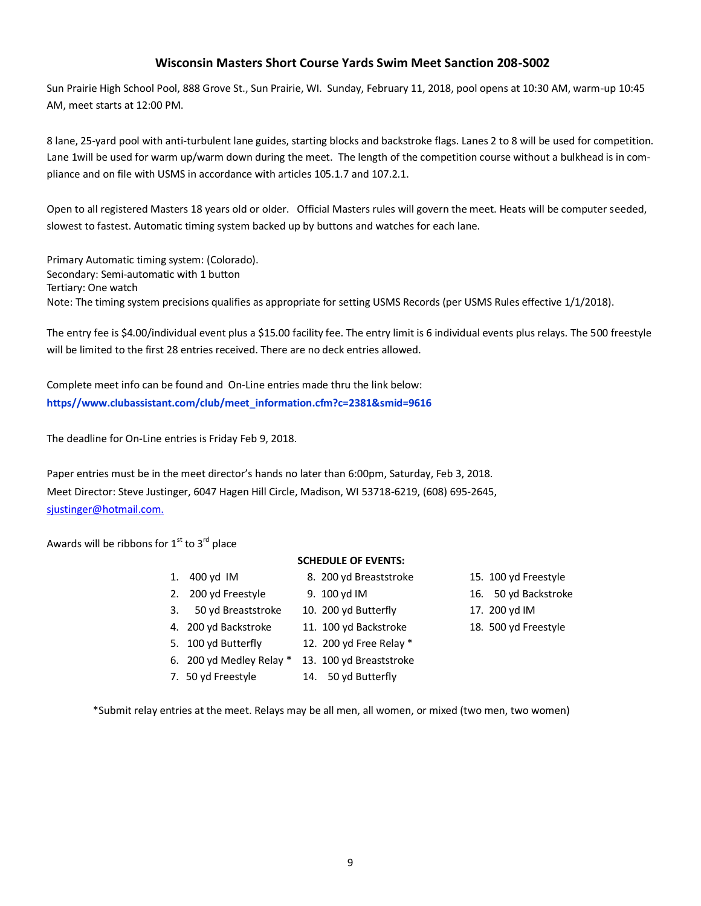## Wisconsin Masters Short Course Yards Swim Meet Sanction 208-S002

Sun Prairie High School Pool, 888 Grove St., Sun Prairie, WI. Sunday, February 11, 2018, pool opens at 10:30 AM, warm-up 10:45 AM, meet starts at 12:00 PM.

8 lane, 25-yard pool with anti-turbulent lane guides, starting blocks and backstroke flags. Lanes 2 to 8 will be used for competition. Lane 1will be used for warm up/warm down during the meet. The length of the competition course without a bulkhead is in compliance and on file with USMS in accordance with articles 105.1.7 and 107.2.1.

Open to all registered Masters 18 years old or older. Official Masters rules will govern the meet. Heats will be computer seeded, slowest to fastest. Automatic timing system backed up by buttons and watches for each lane.

Primary Automatic timing system: (Colorado).
Secondary: Semi-automatic with 1 button
Tertiary: One watch
Note: The timing system precisions qualifies as appropriate for setting USMS Records (per USMS Rules effective 1/1/2018).

The entry fee is $4.00/individual event plus a $15.00 facility fee. The entry limit is 6 individual events plus relays. The 500 freestyle will be limited to the first 28 entries received. There are no deck entries allowed.

Complete meet info can be found and On-Line entries made thru the link below:
**https//www.clubassistant.com/club/meet_information.cfm?c=2381&smid=9616**

The deadline for On-Line entries is Friday Feb 9, 2018.

Paper entries must be in the meet director's hands no later than 6:00pm, Saturday, Feb 3, 2018.
Meet Director: Steve Justinger, 6047 Hagen Hill Circle, Madison, WI 53718-6219, (608) 695-2645, sjustinger@hotmail.com.

Awards will be ribbons for 1st to 3rd place

**SCHEDULE OF EVENTS:**

1. 400 yd IM
2. 200 yd Freestyle
3. 50 yd Breaststroke
4. 200 yd Backstroke
5. 100 yd Butterfly
6. 200 yd Medley Relay *
7. 50 yd Freestyle
8. 200 yd Breaststroke
9. 100 yd IM
10. 200 yd Butterfly
11. 100 yd Backstroke
12. 200 yd Free Relay *
13. 100 yd Breaststroke
14. 50 yd Butterfly
15. 100 yd Freestyle
16. 50 yd Backstroke
17. 200 yd IM
18. 500 yd Freestyle

*Submit relay entries at the meet. Relays may be all men, all women, or mixed (two men, two women)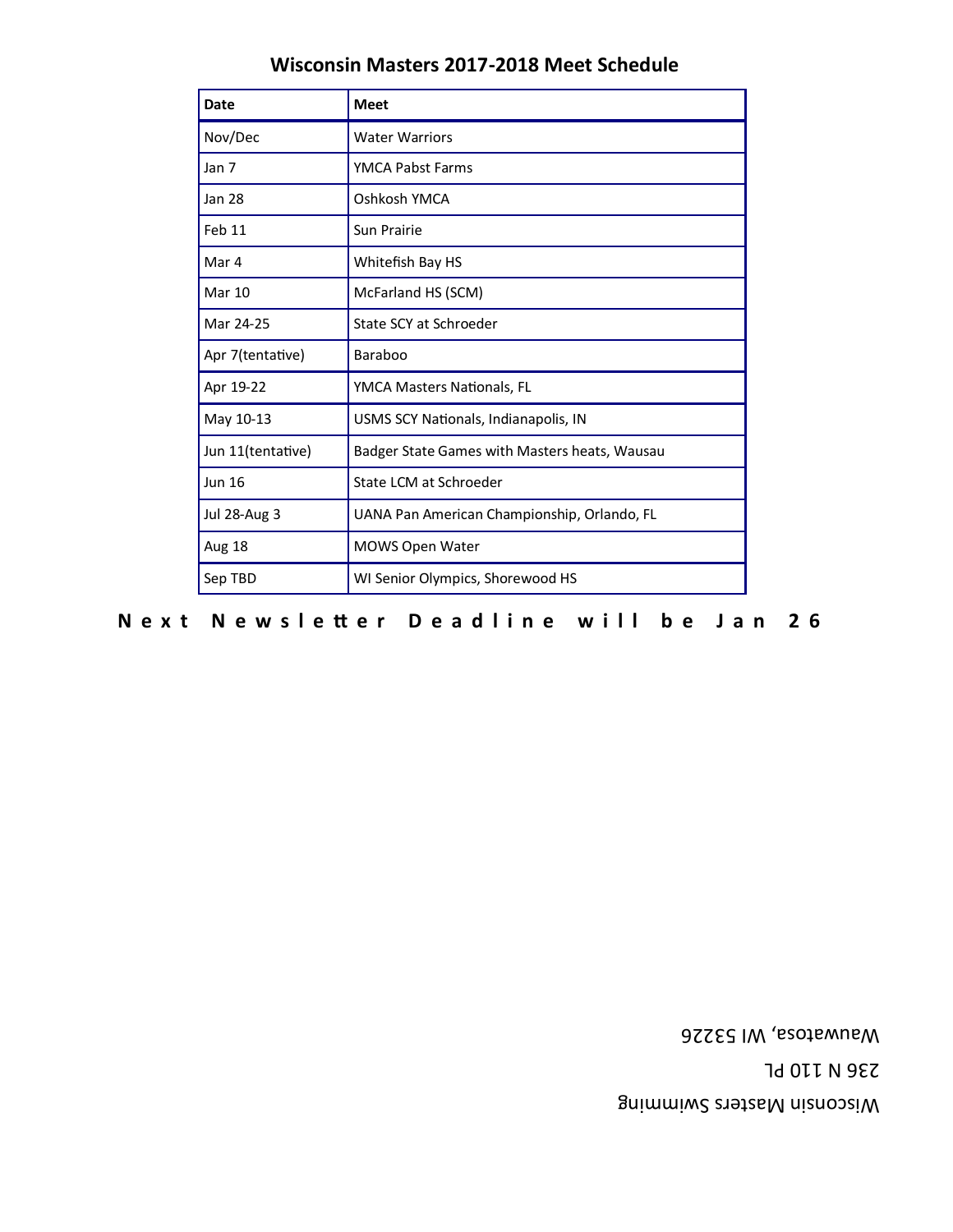## Wisconsin Masters 2017-2018 Meet Schedule

| Date | Meet |
|---|---|
| Nov/Dec | Water Warriors |
| Jan 7 | YMCA Pabst Farms |
| Jan 28 | Oshkosh YMCA |
| Feb 11 | Sun Prairie |
| Mar 4 | Whitefish Bay HS |
| Mar 10 | McFarland HS (SCM) |
| Mar 24-25 | State SCY at Schroeder |
| Apr 7(tentative) | Baraboo |
| Apr 19-22 | YMCA Masters Nationals, FL |
| May 10-13 | USMS SCY Nationals, Indianapolis, IN |
| Jun 11(tentative) | Badger State Games with Masters heats, Wausau |
| Jun 16 | State LCM at Schroeder |
| Jul 28-Aug 3 | UANA Pan American Championship, Orlando, FL |
| Aug 18 | MOWS Open Water |
| Sep TBD | WI Senior Olympics, Shorewood HS |

**Next Newsletter Deadline will be Jan 26**

Wisconsin Masters Swimming

236 N 110 PL

Wauwatosa, WI 53226